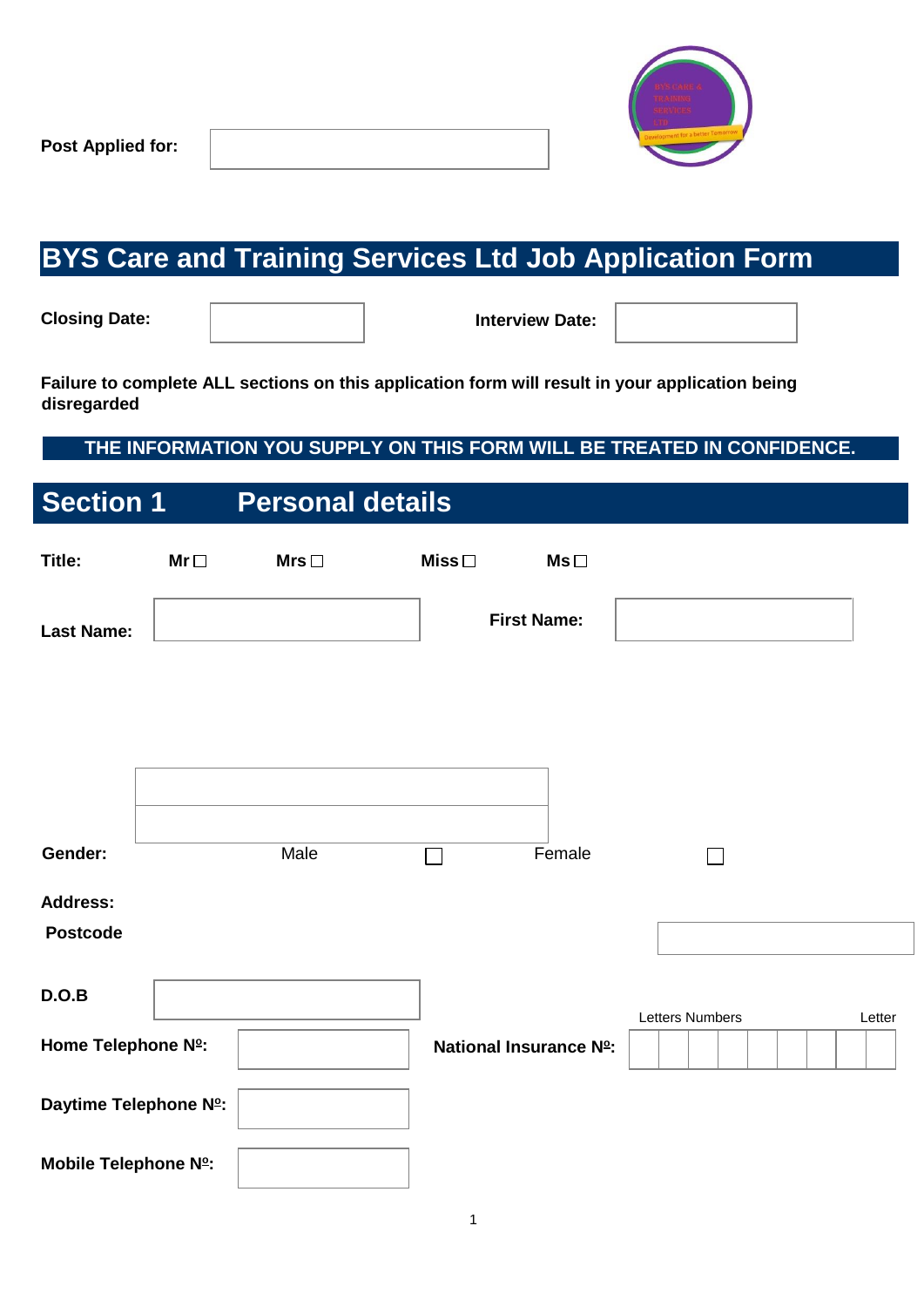**Post Applied for:**

# BYS Care and Training Services Ltd Job Application Form

**Closing Date:** **Interview Date:**

**Failure to complete ALL sections on this application form will result in your application being disregarded**

**THE INFORMATION YOU SUPPLY ON THIS FORM WILL BE TREATED IN CONFIDENCE.**

## Section 1 Personal details

**Title:** **Mr** ☐ **Mrs** ☐ **Miss** ☐ **Ms** ☐

**Last Name:** **First Name:**

**Gender:** Male ☐ Female ☐

**Address:**

**Postcode**

**D.O.B**

**Home Telephone Nº:**

**National Insurance Nº:** Letters Numbers Letter

**Daytime Telephone Nº:**

**Mobile Telephone Nº:**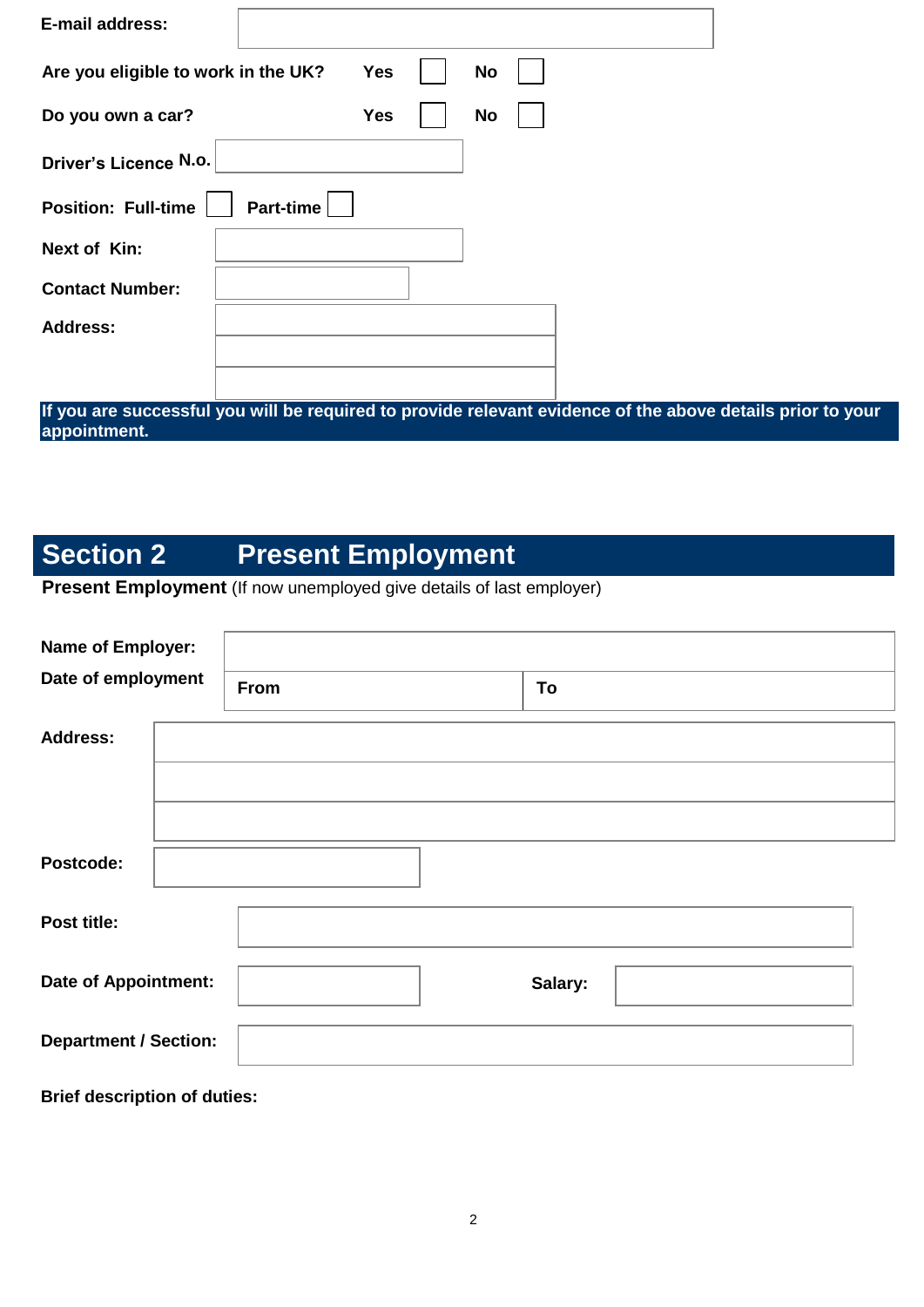**E-mail address:**

**Are you eligible to work in the UK?** **Yes** ☐ **No** ☐

**Do you own a car?** **Yes** ☐ **No** ☐

**Driver's Licence N.o.**

**Position: Full-time** ☐ **Part-time** ☐

**Next of Kin:**

**Contact Number:**

**Address:**

**If you are successful you will be required to provide relevant evidence of the above details prior to your appointment.**

## Section 2 Present Employment

**Present Employment** (If now unemployed give details of last employer)

| | | |
|---|---|---|
| **Name of Employer:** | | |
| **Date of employment** | **From** | **To** |

**Address:**

**Postcode:**

**Post title:**

**Date of Appointment:** **Salary:**

**Department / Section:**

**Brief description of duties:**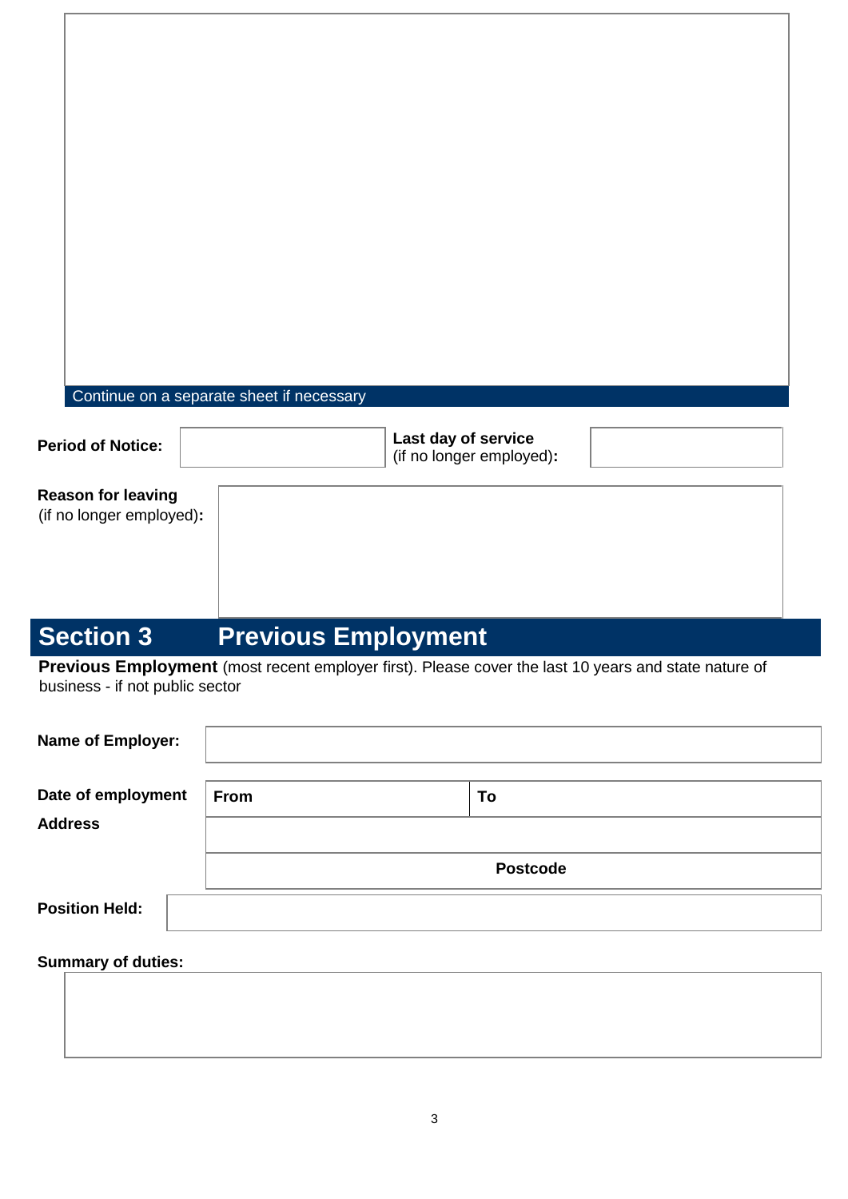Continue on a separate sheet if necessary

| **Period of Notice:** | | **Last day of service** (if no longer employed)**:** | |
|---|---|---|---|

**Reason for leaving** (if no longer employed)**:**

## Section 3 Previous Employment

**Previous Employment** (most recent employer first). Please cover the last 10 years and state nature of business - if not public sector

| **Name of Employer:** | | |
|---|---|---|
| **Date of employment** | **From** | **To** |
| **Address** | | |
| | **Postcode** | |
| **Position Held:** | | |

**Summary of duties:**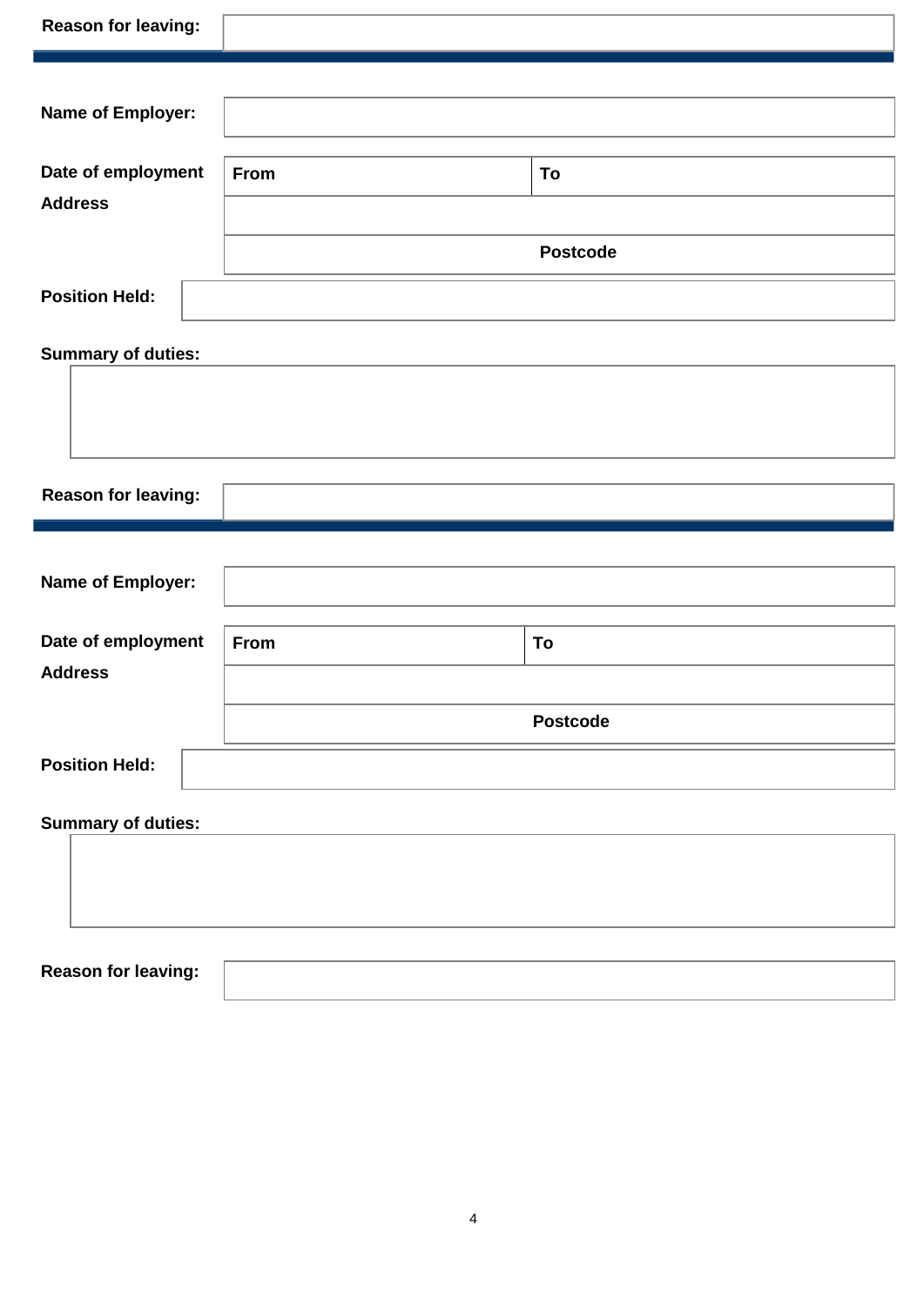| Reason for leaving: | |
|---|---|

---

| Name of Employer: | | |
|---|---|---|
| Date of employment | From | To |
| Address | | |
| | Postcode | |
| Position Held: | | |

**Summary of duties:**

| |
|---|
| |

| Reason for leaving: | |
|---|---|

---

| Name of Employer: | | |
|---|---|---|
| Date of employment | From | To |
| Address | | |
| | Postcode | |
| Position Held: | | |

**Summary of duties:**

| |
|---|
| |

| Reason for leaving: | |
|---|---|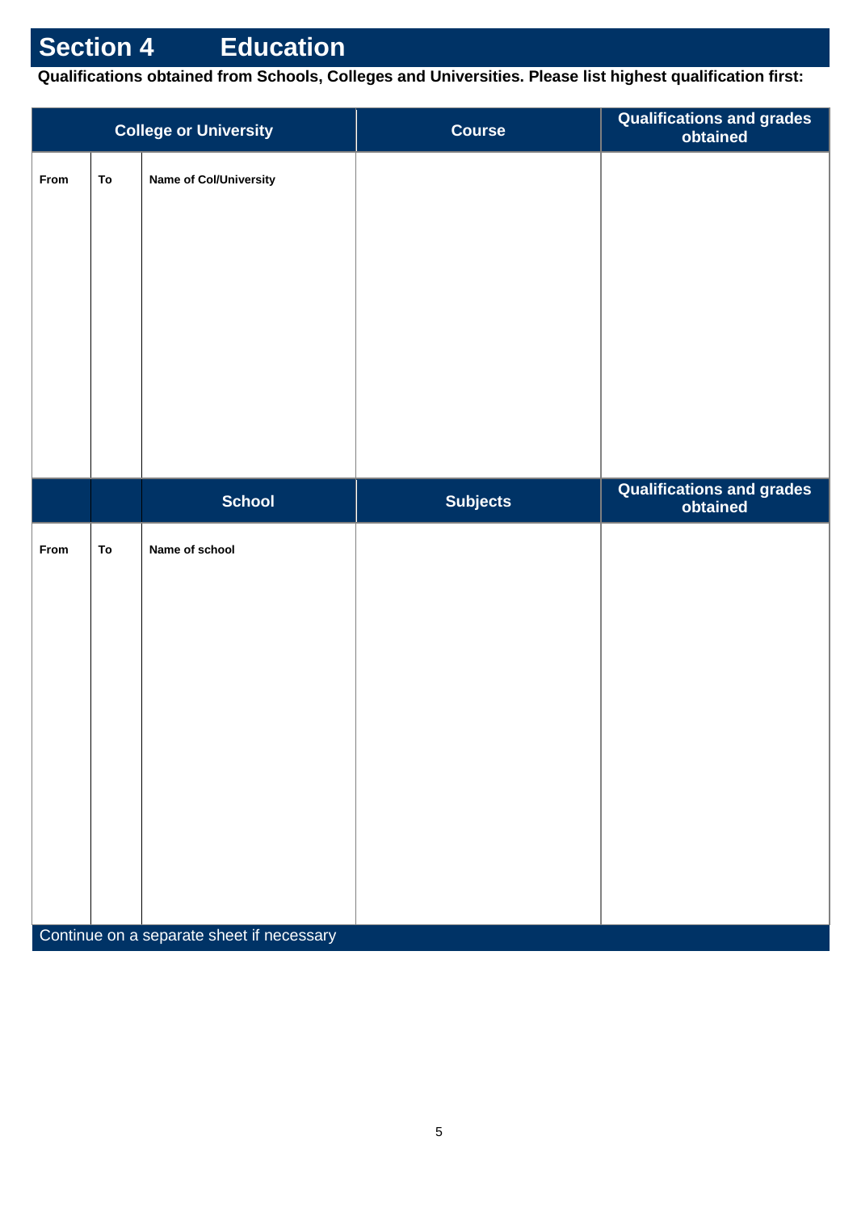# Section 4 Education

**Qualifications obtained from Schools, Colleges and Universities. Please list highest qualification first:**

| College or University | | | Course | Qualifications and grades obtained |
|---|---|---|---|---|
| From | To | Name of Col/University | | |
| | | School | Subjects | Qualifications and grades obtained |
| From | To | Name of school | | |

Continue on a separate sheet if necessary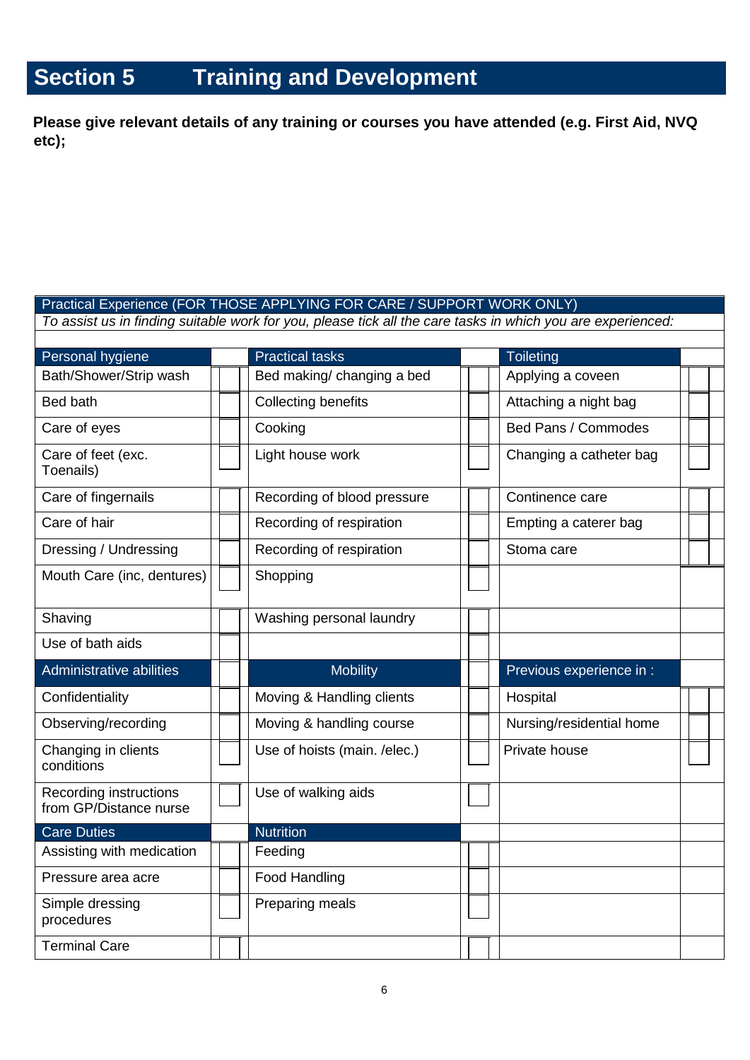# Section 5 Training and Development

**Please give relevant details of any training or courses you have attended (e.g. First Aid, NVQ etc);**

| Practical Experience (FOR THOSE APPLYING FOR CARE / SUPPORT WORK ONLY) | | | | | |
|---|---|---|---|---|---|
| *To assist us in finding suitable work for you, please tick all the care tasks in which you are experienced:* | | | | | |
| Personal hygiene | | Practical tasks | | Toileting | |
| Bath/Shower/Strip wash | ☐ | Bed making/ changing a bed | ☐ | Applying a coveen | ☐ |
| Bed bath | ☐ | Collecting benefits | ☐ | Attaching a night bag | ☐ |
| Care of eyes | ☐ | Cooking | ☐ | Bed Pans / Commodes | ☐ |
| Care of feet (exc. Toenails) | ☐ | Light house work | ☐ | Changing a catheter bag | ☐ |
| Care of fingernails | ☐ | Recording of blood pressure | ☐ | Continence care | ☐ |
| Care of hair | ☐ | Recording of respiration | ☐ | Empting a caterer bag | ☐ |
| Dressing / Undressing | ☐ | Recording of respiration | ☐ | Stoma care | ☐ |
| Mouth Care (inc, dentures) | ☐ | Shopping | ☐ | | |
| Shaving | ☐ | Washing personal laundry | ☐ | | |
| Use of bath aids | ☐ | | ☐ | | |
| Administrative abilities | ☐ | Mobility | ☐ | Previous experience in : | |
| Confidentiality | ☐ | Moving & Handling clients | ☐ | Hospital | ☐ |
| Observing/recording | ☐ | Moving & handling course | ☐ | Nursing/residential home | ☐ |
| Changing in clients conditions | ☐ | Use of hoists (main. /elec.) | ☐ | Private house | ☐ |
| Recording instructions from GP/Distance nurse | ☐ | Use of walking aids | ☐ | | |
| Care Duties | | Nutrition | | | |
| Assisting with medication | ☐ | Feeding | ☐ | | |
| Pressure area acre | ☐ | Food Handling | ☐ | | |
| Simple dressing procedures | ☐ | Preparing meals | ☐ | | |
| Terminal Care | ☐ | | ☐ | | |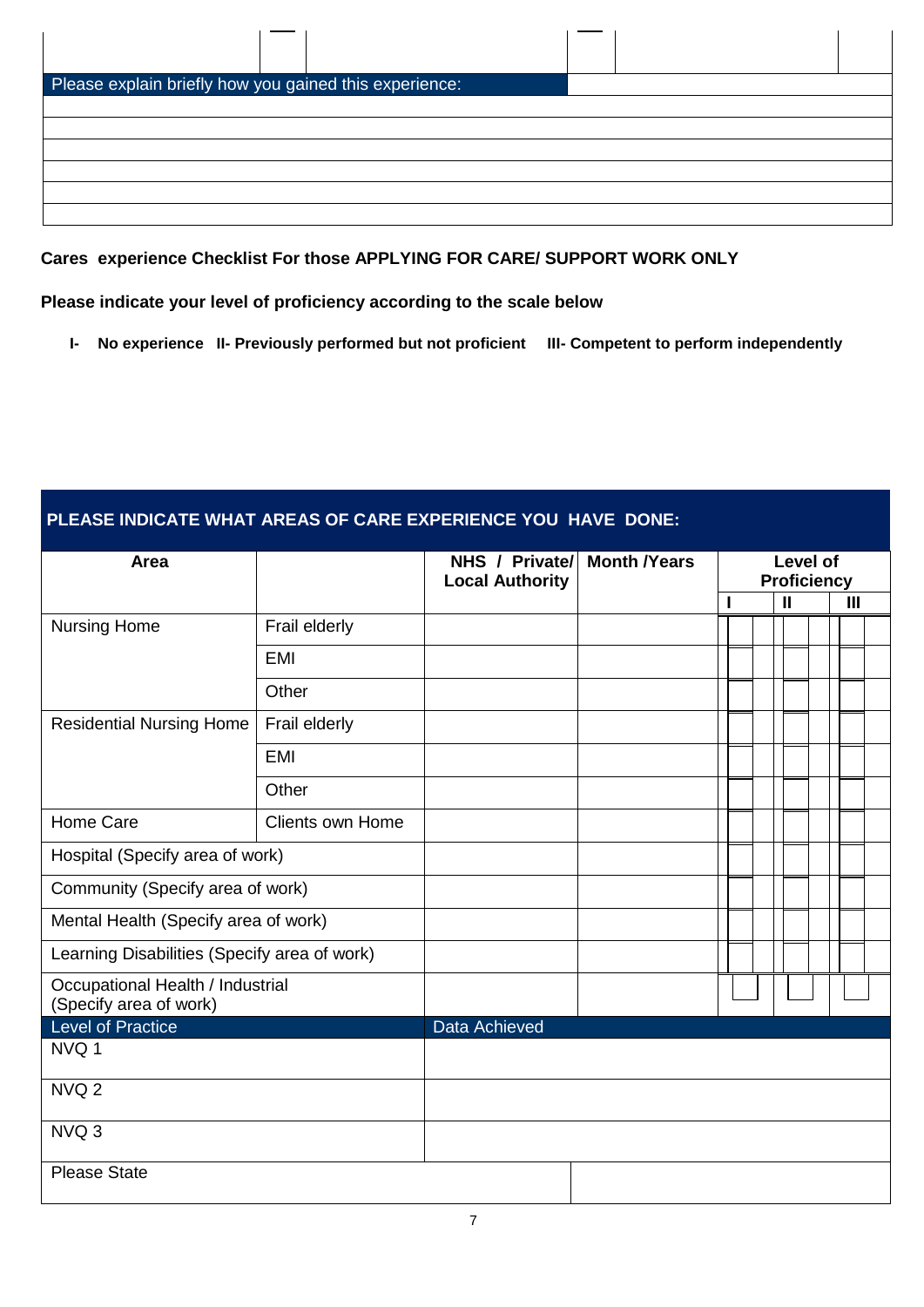| | | | | | |
|---|---|---|---|---|---|
| | | | | | |

| Please explain briefly how you gained this experience: |
|---|
| |
| |
| |
| |
| |
| |

**Cares experience Checklist For those APPLYING FOR CARE/ SUPPORT WORK ONLY**

**Please indicate your level of proficiency according to the scale below**

**I- No experience II- Previously performed but not proficient III- Competent to perform independently**

| PLEASE INDICATE WHAT AREAS OF CARE EXPERIENCE YOU HAVE DONE: | | | | | | |
|---|---|---|---|---|---|---|
| **Area** | | **NHS / Private/ Local Authority** | **Month /Years** | **Level of Proficiency** | | |
| | | | | **I** | **II** | **III** |
| Nursing Home | Frail elderly | | | | | |
| | EMI | | | | | |
| | Other | | | | | |
| Residential Nursing Home | Frail elderly | | | | | |
| | EMI | | | | | |
| | Other | | | | | |
| Home Care | Clients own Home | | | | | |
| Hospital (Specify area of work) | | | | | | |
| Community (Specify area of work) | | | | | | |
| Mental Health (Specify area of work) | | | | | | |
| Learning Disabilities (Specify area of work) | | | | | | |
| Occupational Health / Industrial (Specify area of work) | | | | | | |

| Level of Practice | Data Achieved |
|---|---|
| NVQ 1 | |
| NVQ 2 | |
| NVQ 3 | |
| Please State | |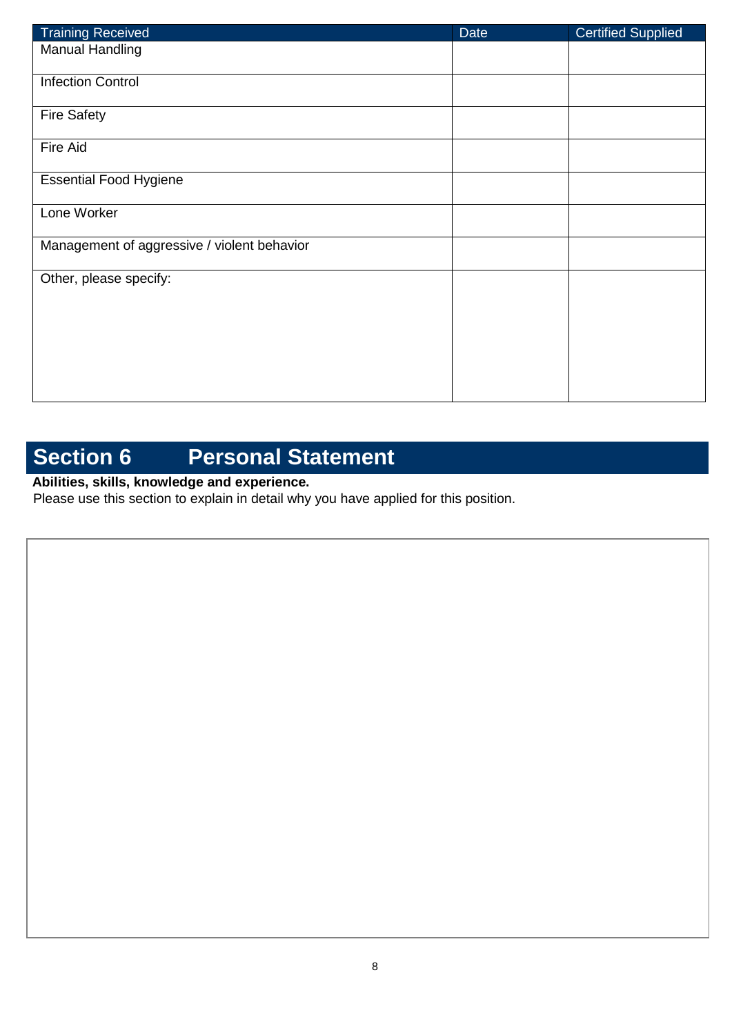| Training Received | Date | Certified Supplied |
| --- | --- | --- |
| Manual Handling | | |
| Infection Control | | |
| Fire Safety | | |
| Fire Aid | | |
| Essential Food Hygiene | | |
| Lone Worker | | |
| Management of aggressive / violent behavior | | |
| Other, please specify: | | |

## Section 6 Personal Statement

**Abilities, skills, knowledge and experience.**

Please use this section to explain in detail why you have applied for this position.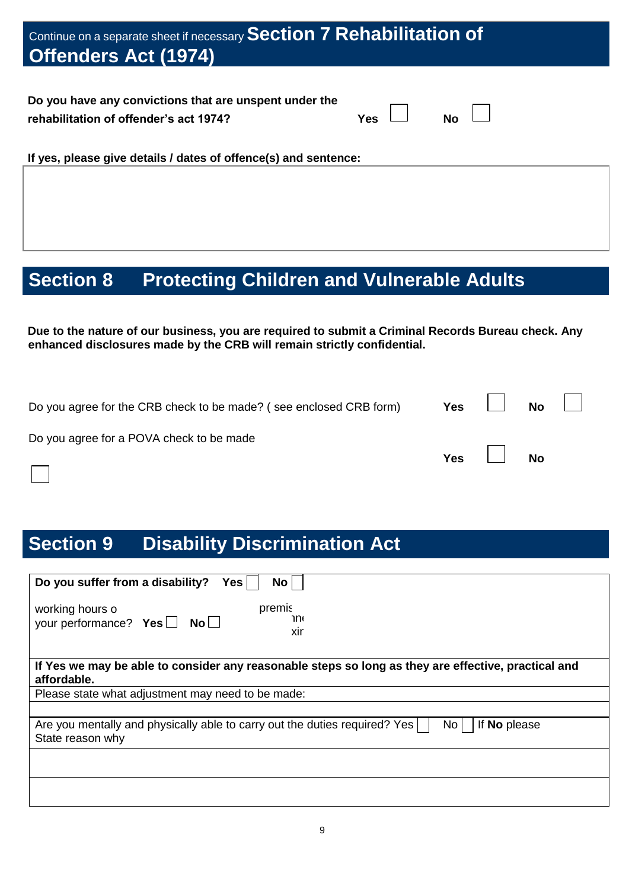Continue on a separate sheet if necessary

## Section 7 Rehabilitation of Offenders Act (1974)

**Do you have any convictions that are unspent under the rehabilitation of offender's act 1974?** **Yes** ☐ **No** ☐

**If yes, please give details / dates of offence(s) and sentence:**

## Section 8 Protecting Children and Vulnerable Adults

**Due to the nature of our business, you are required to submit a Criminal Records Bureau check. Any enhanced disclosures made by the CRB will remain strictly confidential.**

Do you agree for the CRB check to be made? ( see enclosed CRB form) **Yes** ☐ **No** ☐

Do you agree for a POVA check to be made **Yes** ☐ **No** ☐

## Section 9 Disability Discrimination Act

**Do you suffer from a disability?** **Yes** ☐ **No** ☐

working hours o your performance? **Yes** ☐ **No** ☐ premis ını xir

**If Yes we may be able to consider any reasonable steps so long as they are effective, practical and affordable.**

Please state what adjustment may need to be made:

Are you mentally and physically able to carry out the duties required? Yes ☐ No ☐ If **No** please State reason why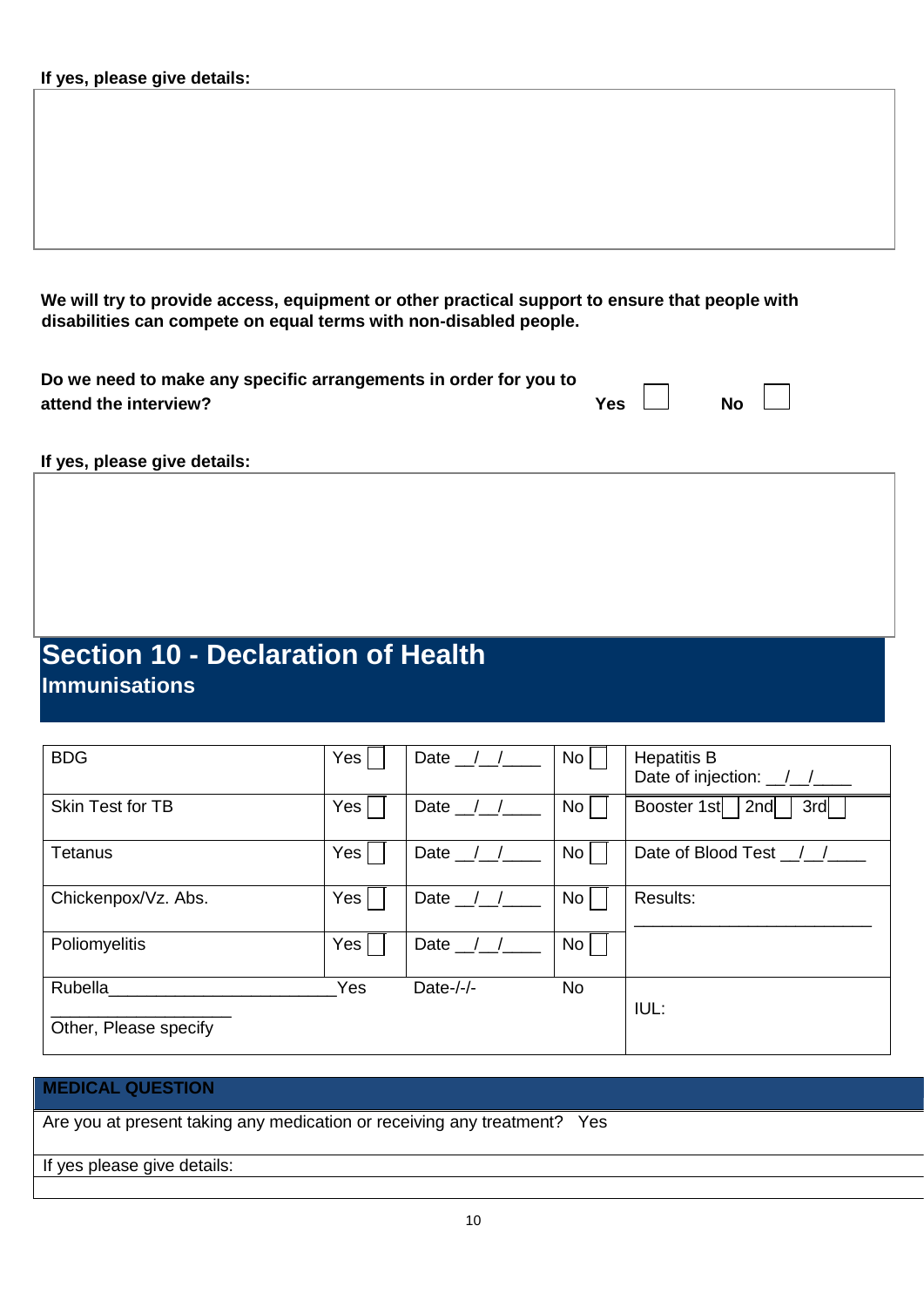**If yes, please give details:**

**We will try to provide access, equipment or other practical support to ensure that people with disabilities can compete on equal terms with non-disabled people.**

**Do we need to make any specific arrangements in order for you to attend the interview?** **Yes** ☐ **No** ☐

**If yes, please give details:**

# Section 10 - Declaration of Health

## Immunisations

| | | | | |
|---|---|---|---|---|
| BDG | Yes ☐ | Date __/__/____ | No ☐ | Hepatitis B<br>Date of injection: __/__/____ |
| Skin Test for TB | Yes ☐ | Date __/__/____ | No ☐ | Booster 1st ☐ 2nd ☐ 3rd ☐ |
| Tetanus | Yes ☐ | Date __/__/____ | No ☐ | Date of Blood Test __/__/____ |
| Chickenpox/Vz. Abs. | Yes ☐ | Date __/__/____ | No ☐ | Results:<br>________________________ |
| Poliomyelitis | Yes ☐ | Date __/__/____ | No ☐ | |
| Rubella________________________<br>__________________<br>Other, Please specify | Yes | Date-/-/- | No | IUL: |

| MEDICAL QUESTION |
|---|
| Are you at present taking any medication or receiving any treatment? Yes |
| If yes please give details: |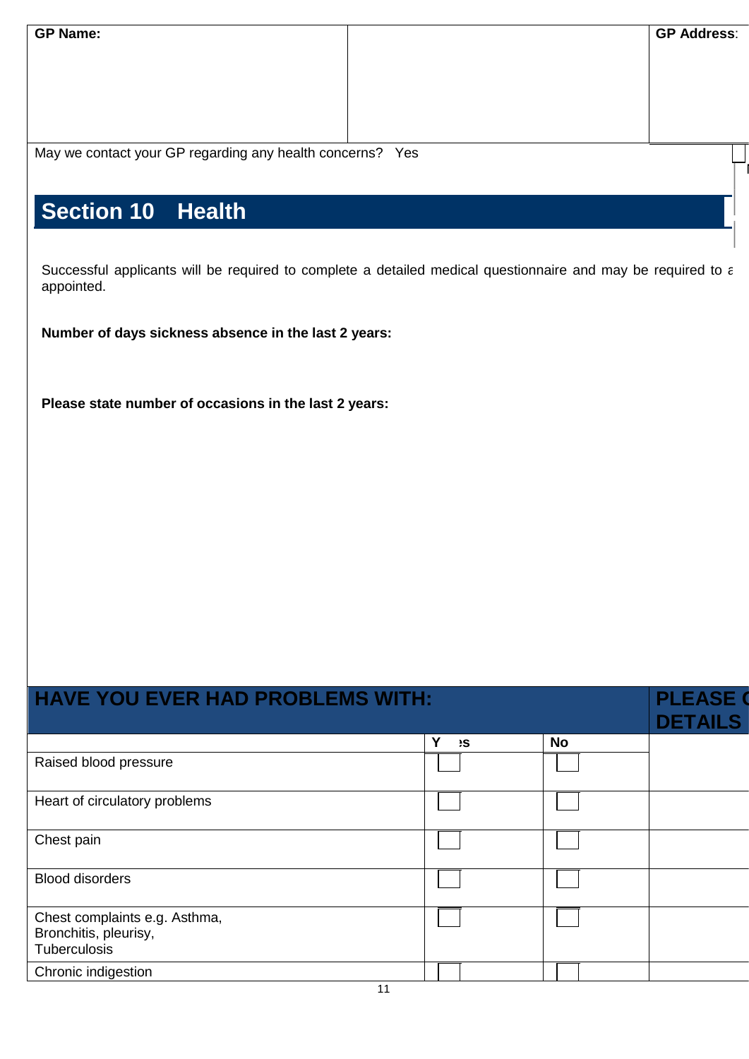| GP Name: | | GP Address: |
|---|---|---|
| | | |

May we contact your GP regarding any health concerns? Yes

## Section 10 Health

Successful applicants will be required to complete a detailed medical questionnaire and may be required to a appointed.

**Number of days sickness absence in the last 2 years:**

**Please state number of occasions in the last 2 years:**

| HAVE YOU EVER HAD PROBLEMS WITH: | | | PLEASE ( DETAILS |
|---|---|---|---|
| | Yes | No | |
| Raised blood pressure | ☐ | ☐ | |
| Heart of circulatory problems | ☐ | ☐ | |
| Chest pain | ☐ | ☐ | |
| Blood disorders | ☐ | ☐ | |
| Chest complaints e.g. Asthma, Bronchitis, pleurisy, Tuberculosis | ☐ | ☐ | |
| Chronic indigestion | ☐ | ☐ | |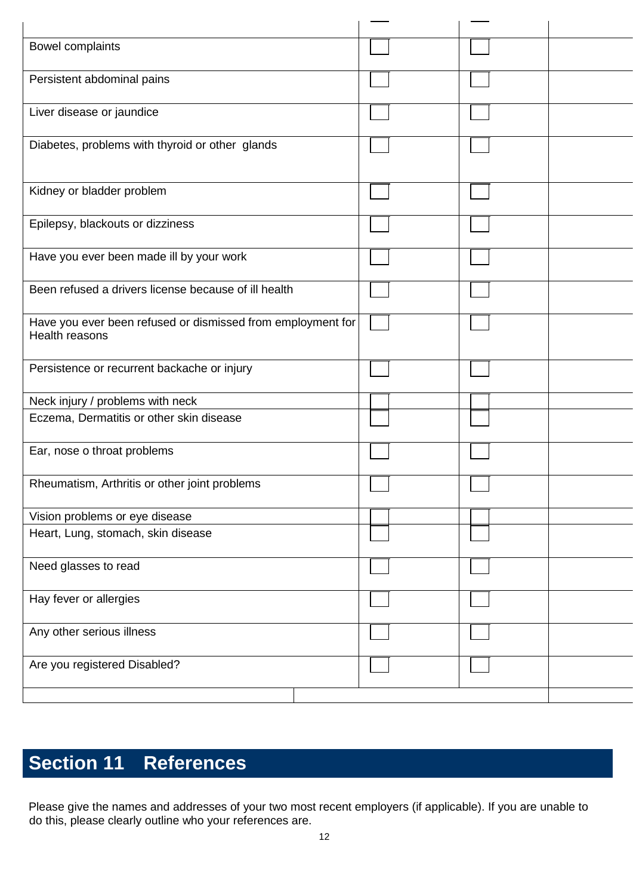| | | | |
|---|---|---|---|
| Bowel complaints | ☐ | ☐ | |
| Persistent abdominal pains | ☐ | ☐ | |
| Liver disease or jaundice | ☐ | ☐ | |
| Diabetes, problems with thyroid or other glands | ☐ | ☐ | |
| Kidney or bladder problem | ☐ | ☐ | |
| Epilepsy, blackouts or dizziness | ☐ | ☐ | |
| Have you ever been made ill by your work | ☐ | ☐ | |
| Been refused a drivers license because of ill health | ☐ | ☐ | |
| Have you ever been refused or dismissed from employment for Health reasons | ☐ | ☐ | |
| Persistence or recurrent backache or injury | ☐ | ☐ | |
| Neck injury / problems with neck | ☐ | ☐ | |
| Eczema, Dermatitis or other skin disease | ☐ | ☐ | |
| Ear, nose o throat problems | ☐ | ☐ | |
| Rheumatism, Arthritis or other joint problems | ☐ | ☐ | |
| Vision problems or eye disease | ☐ | ☐ | |
| Heart, Lung, stomach, skin disease | ☐ | ☐ | |
| Need glasses to read | ☐ | ☐ | |
| Hay fever or allergies | ☐ | ☐ | |
| Any other serious illness | ☐ | ☐ | |
| Are you registered Disabled? | ☐ | ☐ | |

## Section 11 References

Please give the names and addresses of your two most recent employers (if applicable). If you are unable to do this, please clearly outline who your references are.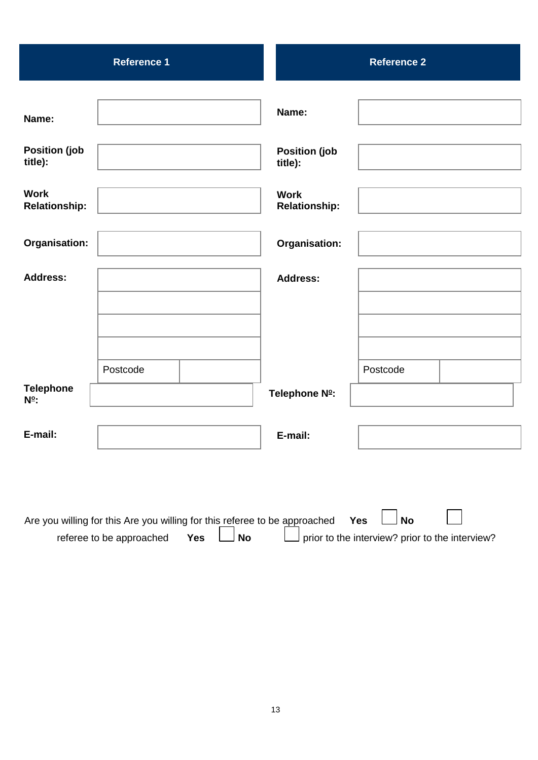| Reference 1 | | Reference 2 | |
|---|---|---|---|
| **Name:** | | **Name:** | |
| **Position (job title):** | | **Position (job title):** | |
| **Work Relationship:** | | **Work Relationship:** | |
| **Organisation:** | | **Organisation:** | |
| **Address:** | | **Address:** | |
| | | | |
| | | | |
| | | | |
| | Postcode | | Postcode |
| **Telephone Nº:** | | **Telephone Nº:** | |
| **E-mail:** | | **E-mail:** | |

Are you willing for this referee to be approached prior to the interview? **Yes** ☐ **No** ☐

Are you willing for this referee to be approached prior to the interview? **Yes** ☐ **No** ☐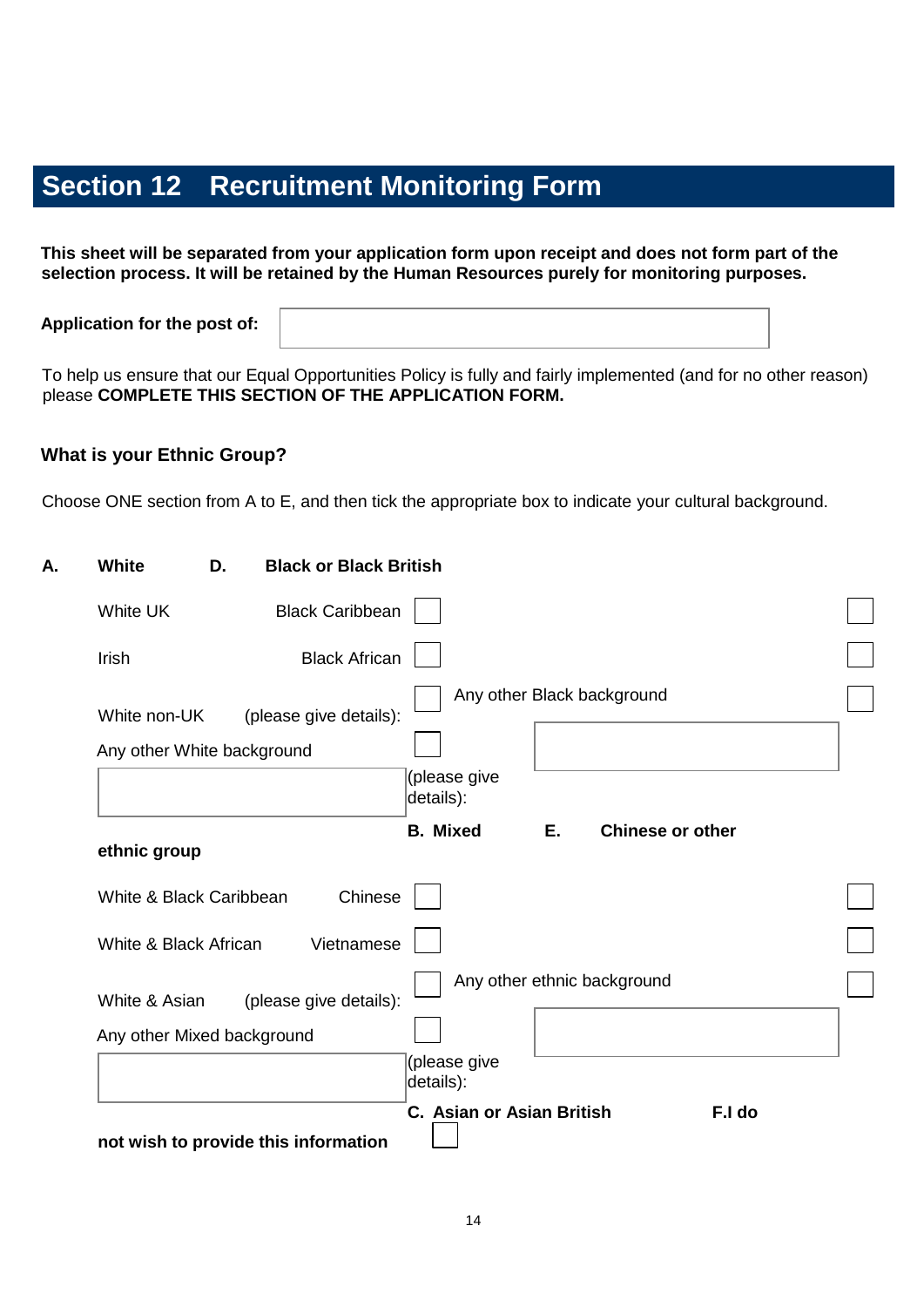# Section 12 Recruitment Monitoring Form

**This sheet will be separated from your application form upon receipt and does not form part of the selection process. It will be retained by the Human Resources purely for monitoring purposes.**

**Application for the post of:** ☐

To help us ensure that our Equal Opportunities Policy is fully and fairly implemented (and for no other reason) please **COMPLETE THIS SECTION OF THE APPLICATION FORM.**

### What is your Ethnic Group?

Choose ONE section from A to E, and then tick the appropriate box to indicate your cultural background.

**A. White**

- White UK ☐
- Irish ☐
- White non-UK ☐
- Any other White background (please give details): ☐

**B. Mixed**

- White & Black Caribbean ☐
- White & Black African ☐
- White & Asian ☐
- Any other Mixed background (please give details): ☐

**C. Asian or Asian British**

**D. Black or Black British**

- Black Caribbean ☐
- Black African ☐
- Any other Black background ☐
- (please give details): ☐

**E. Chinese or other ethnic group**

- Chinese ☐
- Vietnamese ☐
- Any other ethnic background ☐
- (please give details): ☐

**F. I do not wish to provide this information** ☐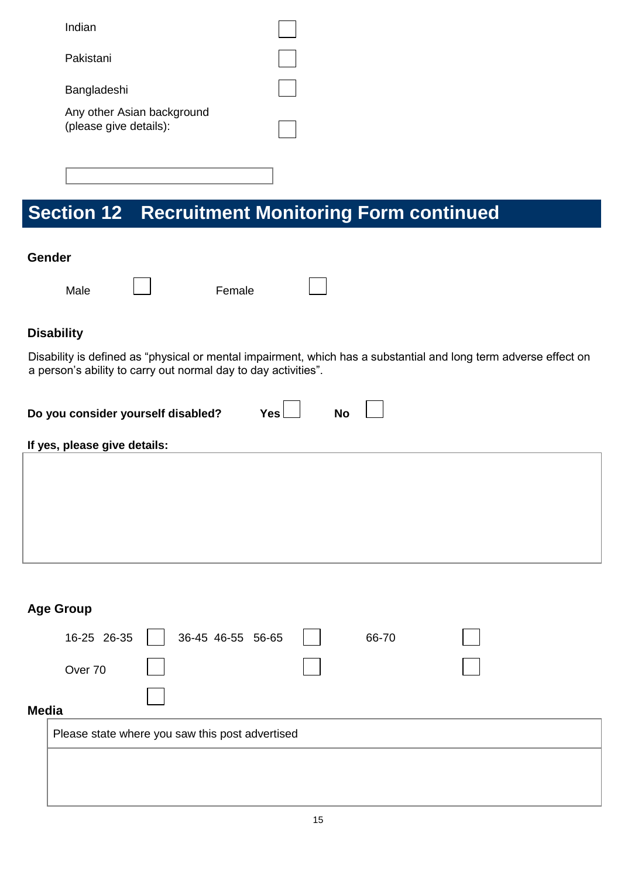Indian ☐

Pakistani ☐

Bangladeshi ☐

Any other Asian background (please give details): ☐

## Section 12 Recruitment Monitoring Form continued

**Gender**

Male ☐ Female ☐

**Disability**

Disability is defined as "physical or mental impairment, which has a substantial and long term adverse effect on a person's ability to carry out normal day to day activities".

**Do you consider yourself disabled?** **Yes** ☐ **No** ☐

**If yes, please give details:**

**Age Group**

16-25 26-35 ☐ 36-45 46-55 56-65 ☐ 66-70 ☐

Over 70 ☐ ☐ ☐

☐

**Media**

| Please state where you saw this post advertised |
|---|
| |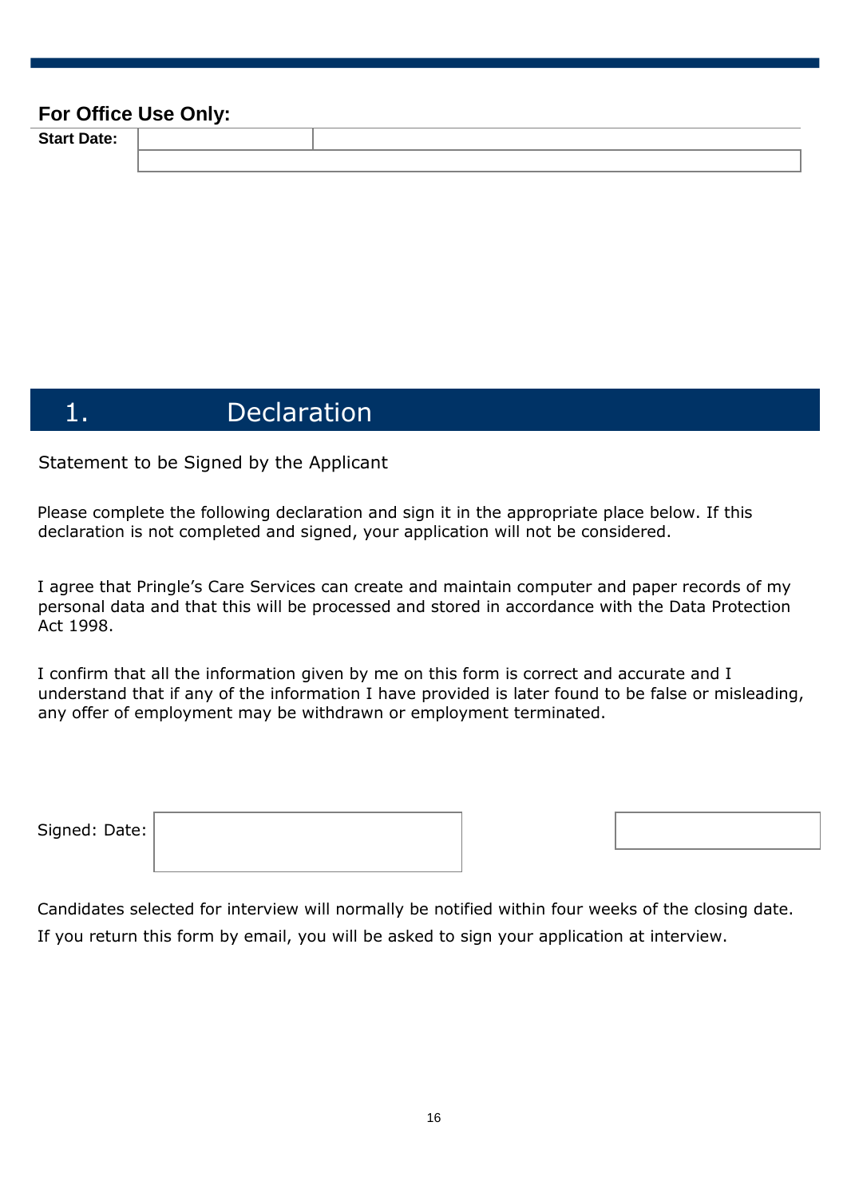**For Office Use Only:**

| Start Date: | | |
|---|---|---|
| | | |

# 1. Declaration

Statement to be Signed by the Applicant

Please complete the following declaration and sign it in the appropriate place below. If this declaration is not completed and signed, your application will not be considered.

I agree that Pringle's Care Services can create and maintain computer and paper records of my personal data and that this will be processed and stored in accordance with the Data Protection Act 1998.

I confirm that all the information given by me on this form is correct and accurate and I understand that if any of the information I have provided is later found to be false or misleading, any offer of employment may be withdrawn or employment terminated.

Signed: Date:

Candidates selected for interview will normally be notified within four weeks of the closing date.

If you return this form by email, you will be asked to sign your application at interview.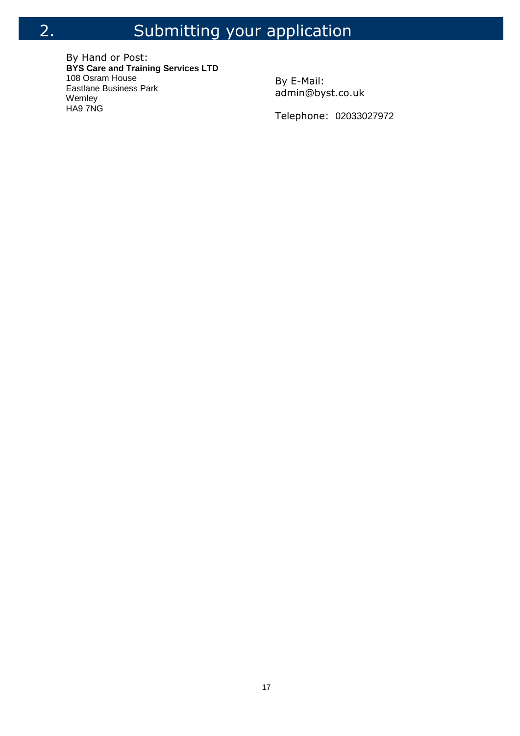## 2. Submitting your application

By Hand or Post:
**BYS Care and Training Services LTD**
108 Osram House
Eastlane Business Park
Wemley
HA9 7NG

By E-Mail:
admin@byst.co.uk

Telephone: 02033027972